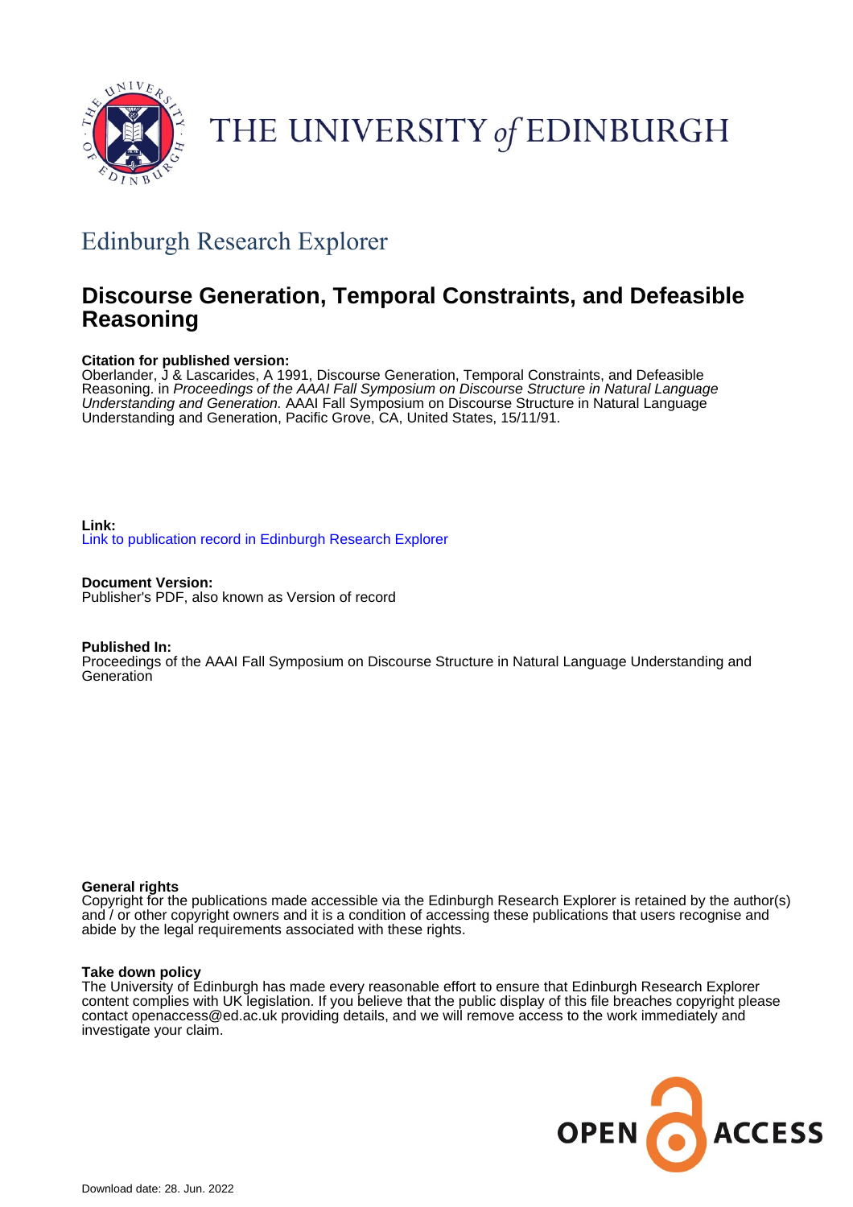THE UNIVERSITY *of* EDINBURGH

## Edinburgh Research Explorer

# Discourse Generation, Temporal Constraints, and Defeasible Reasoning

**Citation for published version:**
Oberlander, J & Lascarides, A 1991, Discourse Generation, Temporal Constraints, and Defeasible Reasoning. in *Proceedings of the AAAI Fall Symposium on Discourse Structure in Natural Language Understanding and Generation.* AAAI Fall Symposium on Discourse Structure in Natural Language Understanding and Generation, Pacific Grove, CA, United States, 15/11/91.

**Link:**
Link to publication record in Edinburgh Research Explorer

**Document Version:**
Publisher's PDF, also known as Version of record

**Published In:**
Proceedings of the AAAI Fall Symposium on Discourse Structure in Natural Language Understanding and Generation

**General rights**
Copyright for the publications made accessible via the Edinburgh Research Explorer is retained by the author(s) and / or other copyright owners and it is a condition of accessing these publications that users recognise and abide by the legal requirements associated with these rights.

**Take down policy**
The University of Edinburgh has made every reasonable effort to ensure that Edinburgh Research Explorer content complies with UK legislation. If you believe that the public display of this file breaches copyright please contact openaccess@ed.ac.uk providing details, and we will remove access to the work immediately and investigate your claim.

Download date: 28. Jun. 2022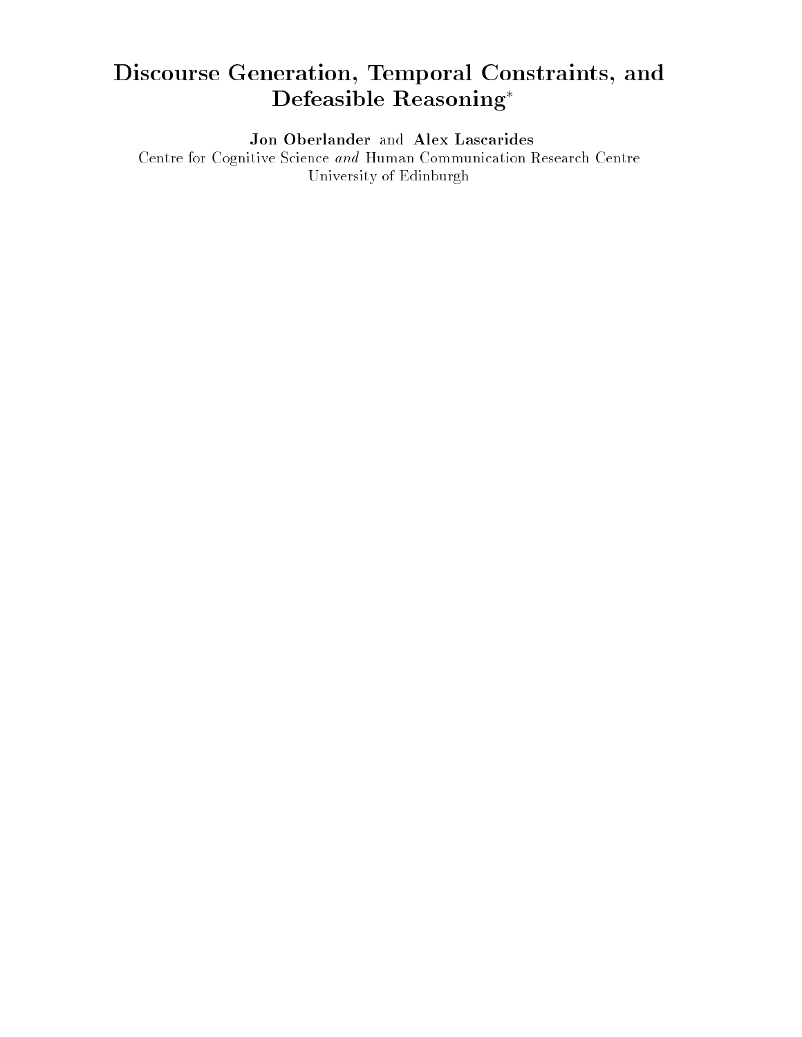# Discourse Generation, Temporal Constraints, and Defeasible Reasoning*

**Jon Oberlander** and **Alex Lascarides**

Centre for Cognitive Science *and* Human Communication Research Centre
University of Edinburgh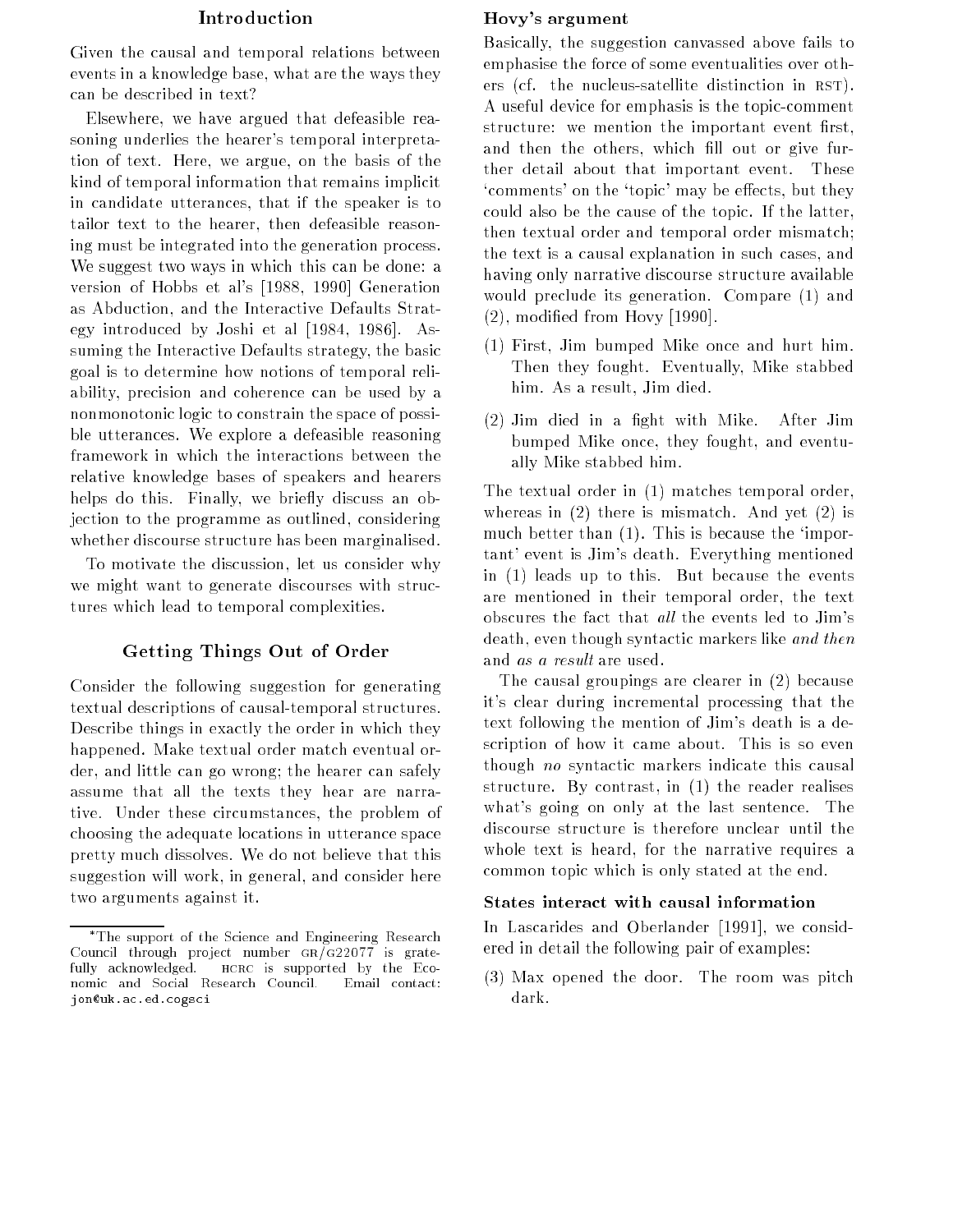## Introduction

Given the causal and temporal relations between events in a knowledge base, what are the ways they can be described in text?

Elsewhere, we have argued that defeasible reasoning underlies the hearer's temporal interpretation of text. Here, we argue, on the basis of the kind of temporal information that remains implicit in candidate utterances, that if the speaker is to tailor text to the hearer, then defeasible reasoning must be integrated into the generation process. We suggest two ways in which this can be done: a version of Hobbs et al's [1988, 1990] Generation as Abduction, and the Interactive Defaults Strategy introduced by Joshi et al [1984, 1986]. Assuming the Interactive Defaults strategy, the basic goal is to determine how notions of temporal reliability, precision and coherence can be used by a nonmonotonic logic to constrain the space of possible utterances. We explore a defeasible reasoning framework in which the interactions between the relative knowledge bases of speakers and hearers helps do this. Finally, we briefly discuss an objection to the programme as outlined, considering whether discourse structure has been marginalised.

To motivate the discussion, let us consider why we might want to generate discourses with structures which lead to temporal complexities.

## Getting Things Out of Order

Consider the following suggestion for generating textual descriptions of causal-temporal structures. Describe things in exactly the order in which they happened. Make textual order match eventual order, and little can go wrong; the hearer can safely assume that all the texts they hear are narrative. Under these circumstances, the problem of choosing the adequate locations in utterance space pretty much dissolves. We do not believe that this suggestion will work, in general, and consider here two arguments against it.

### Hovy's argument

Basically, the suggestion canvassed above fails to emphasise the force of some eventualities over others (cf. the nucleus-satellite distinction in RST). A useful device for emphasis is the topic-comment structure: we mention the important event first, and then the others, which fill out or give further detail about that important event. These 'comments' on the 'topic' may be effects, but they could also be the cause of the topic. If the latter, then textual order and temporal order mismatch; the text is a causal explanation in such cases, and having only narrative discourse structure available would preclude its generation. Compare (1) and (2), modified from Hovy [1990].

(1) First, Jim bumped Mike once and hurt him. Then they fought. Eventually, Mike stabbed him. As a result, Jim died.

(2) Jim died in a fight with Mike. After Jim bumped Mike once, they fought, and eventually Mike stabbed him.

The textual order in (1) matches temporal order, whereas in (2) there is mismatch. And yet (2) is much better than (1). This is because the 'important' event is Jim's death. Everything mentioned in (1) leads up to this. But because the events are mentioned in their temporal order, the text obscures the fact that *all* the events led to Jim's death, even though syntactic markers like *and then* and *as a result* are used.

The causal groupings are clearer in (2) because it's clear during incremental processing that the text following the mention of Jim's death is a description of how it came about. This is so even though *no* syntactic markers indicate this causal structure. By contrast, in (1) the reader realises what's going on only at the last sentence. The discourse structure is therefore unclear until the whole text is heard, for the narrative requires a common topic which is only stated at the end.

### States interact with causal information

In Lascarides and Oberlander [1991], we considered in detail the following pair of examples:

(3) Max opened the door. The room was pitch dark.

---

*The support of the Science and Engineering Research Council through project number GR/G22077 is gratefully acknowledged. HCRC is supported by the Economic and Social Research Council. Email contact: jon@uk.ac.ed.cogsci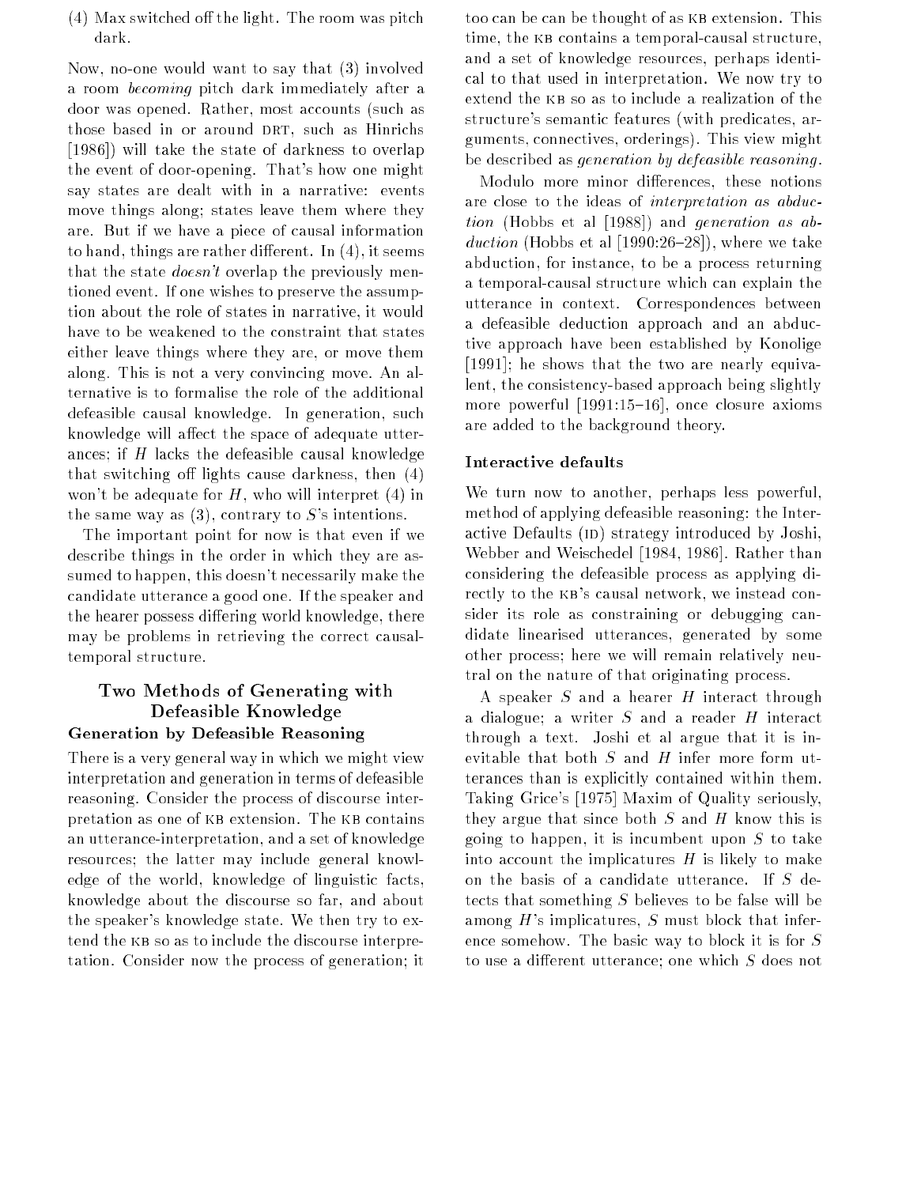(4) Max switched off the light. The room was pitch dark.

Now, no-one would want to say that (3) involved a room *becoming* pitch dark immediately after a door was opened. Rather, most accounts (such as those based in or around DRT, such as Hinrichs [1986]) will take the state of darkness to overlap the event of door-opening. That's how one might say states are dealt with in a narrative: events move things along; states leave them where they are. But if we have a piece of causal information to hand, things are rather different. In (4), it seems that the state *doesn't* overlap the previously mentioned event. If one wishes to preserve the assumption about the role of states in narrative, it would have to be weakened to the constraint that states either leave things where they are, or move them along. This is not a very convincing move. An alternative is to formalise the role of the additional defeasible causal knowledge. In generation, such knowledge will affect the space of adequate utterances; if $H$ lacks the defeasible causal knowledge that switching off lights cause darkness, then (4) won't be adequate for $H$, who will interpret (4) in the same way as (3), contrary to $S$'s intentions.

The important point for now is that even if we describe things in the order in which they are assumed to happen, this doesn't necessarily make the candidate utterance a good one. If the speaker and the hearer possess differing world knowledge, there may be problems in retrieving the correct causal-temporal structure.

## Two Methods of Generating with Defeasible Knowledge

### Generation by Defeasible Reasoning

There is a very general way in which we might view interpretation and generation in terms of defeasible reasoning. Consider the process of discourse interpretation as one of KB extension. The KB contains an utterance-interpretation, and a set of knowledge resources; the latter may include general knowledge of the world, knowledge of linguistic facts, knowledge about the discourse so far, and about the speaker's knowledge state. We then try to extend the KB so as to include the discourse interpretation. Consider now the process of generation; it too can be can be thought of as KB extension. This time, the KB contains a temporal-causal structure, and a set of knowledge resources, perhaps identical to that used in interpretation. We now try to extend the KB so as to include a realization of the structure's semantic features (with predicates, arguments, connectives, orderings). This view might be described as *generation by defeasible reasoning*.

Modulo more minor differences, these notions are close to the ideas of *interpretation as abduction* (Hobbs et al [1988]) and *generation as abduction* (Hobbs et al [1990:26–28]), where we take abduction, for instance, to be a process returning a temporal-causal structure which can explain the utterance in context. Correspondences between a defeasible deduction approach and an abductive approach have been established by Konolige [1991]; he shows that the two are nearly equivalent, the consistency-based approach being slightly more powerful [1991:15–16], once closure axioms are added to the background theory.

### Interactive defaults

We turn now to another, perhaps less powerful, method of applying defeasible reasoning: the Interactive Defaults (ID) strategy introduced by Joshi, Webber and Weischedel [1984, 1986]. Rather than considering the defeasible process as applying directly to the KB's causal network, we instead consider its role as constraining or debugging candidate linearised utterances, generated by some other process; here we will remain relatively neutral on the nature of that originating process.

A speaker $S$ and a hearer $H$ interact through a dialogue; a writer $S$ and a reader $H$ interact through a text. Joshi et al argue that it is inevitable that both $S$ and $H$ infer more form utterances than is explicitly contained within them. Taking Grice's [1975] Maxim of Quality seriously, they argue that since both $S$ and $H$ know this is going to happen, it is incumbent upon $S$ to take into account the implicatures $H$ is likely to make on the basis of a candidate utterance. If $S$ detects that something $S$ believes to be false will be among $H$'s implicatures, $S$ must block that inference somehow. The basic way to block it is for $S$ to use a different utterance; one which $S$ does not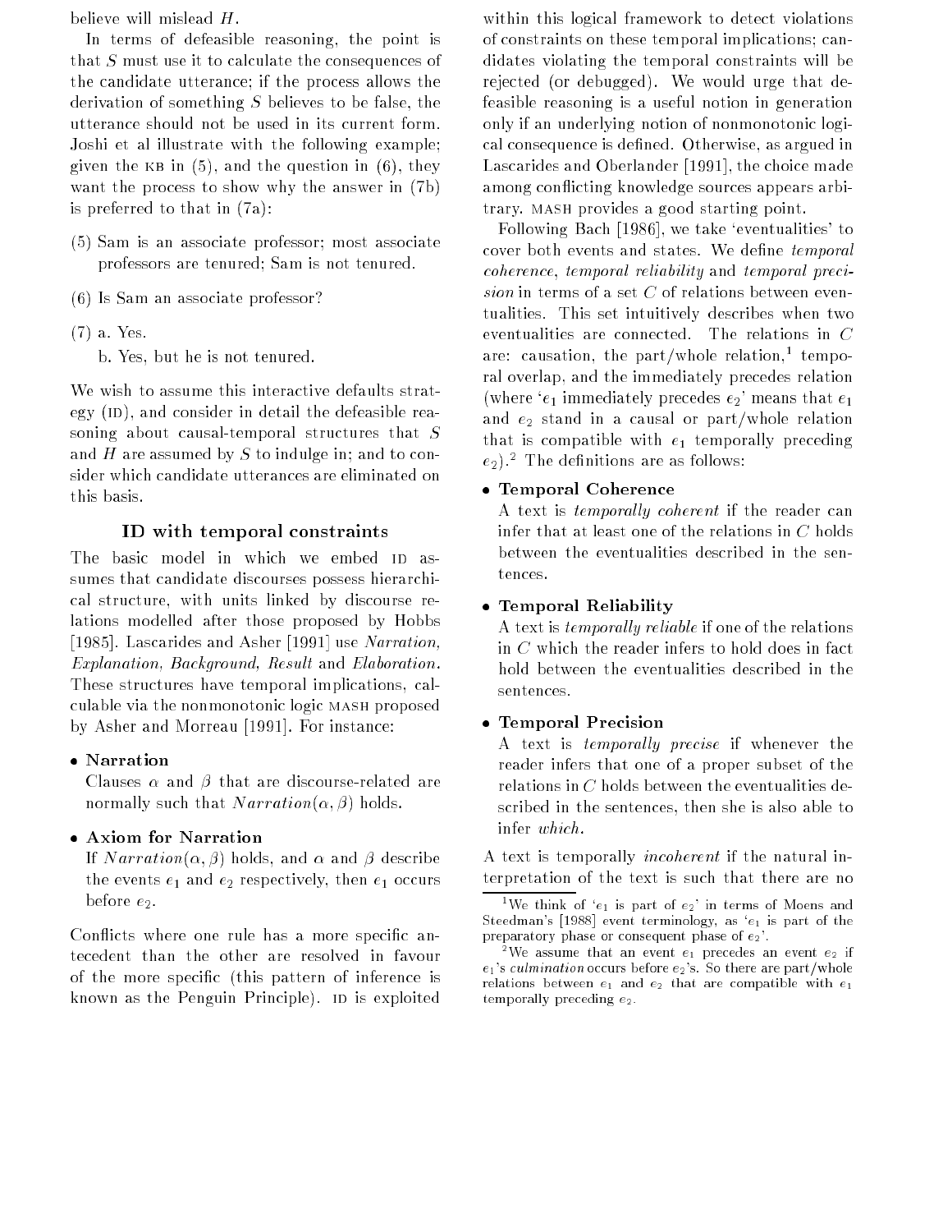believe will mislead $H$.

In terms of defeasible reasoning, the point is that $S$ must use it to calculate the consequences of the candidate utterance; if the process allows the derivation of something $S$ believes to be false, the utterance should not be used in its current form. Joshi et al illustrate with the following example; given the KB in (5), and the question in (6), they want the process to show why the answer in (7b) is preferred to that in (7a):

(5) Sam is an associate professor; most associate professors are tenured; Sam is not tenured.

(6) Is Sam an associate professor?

(7) a. Yes.

b. Yes, but he is not tenured.

We wish to assume this interactive defaults strategy (ID), and consider in detail the defeasible reasoning about causal-temporal structures that $S$ and $H$ are assumed by $S$ to indulge in; and to consider which candidate utterances are eliminated on this basis.

## ID with temporal constraints

The basic model in which we embed ID assumes that candidate discourses possess hierarchical structure, with units linked by discourse relations modelled after those proposed by Hobbs [1985]. Lascarides and Asher [1991] use *Narration, Explanation, Background, Result* and *Elaboration*. These structures have temporal implications, calculable via the nonmonotonic logic MASH proposed by Asher and Morreau [1991]. For instance:

- **Narration**
  Clauses $\alpha$ and $\beta$ that are discourse-related are normally such that $Narration(\alpha, \beta)$ holds.

- **Axiom for Narration**
  If $Narration(\alpha, \beta)$ holds, and $\alpha$ and $\beta$ describe the events $e_1$ and $e_2$ respectively, then $e_1$ occurs before $e_2$.

Conflicts where one rule has a more specific antecedent than the other are resolved in favour of the more specific (this pattern of inference is known as the Penguin Principle). ID is exploited within this logical framework to detect violations of constraints on these temporal implications; candidates violating the temporal constraints will be rejected (or debugged). We would urge that defeasible reasoning is a useful notion in generation only if an underlying notion of nonmonotonic logical consequence is defined. Otherwise, as argued in Lascarides and Oberlander [1991], the choice made among conflicting knowledge sources appears arbitrary. MASH provides a good starting point.

Following Bach [1986], we take 'eventualities' to cover both events and states. We define *temporal coherence*, *temporal reliability* and *temporal precision* in terms of a set $C$ of relations between eventualities. This set intuitively describes when two eventualities are connected. The relations in $C$ are: causation, the part/whole relation,[1] temporal overlap, and the immediately precedes relation (where '$e_1$ immediately precedes $e_2$' means that $e_1$ and $e_2$ stand in a causal or part/whole relation that is compatible with $e_1$ temporally preceding $e_2$).[2] The definitions are as follows:

- **Temporal Coherence**
  A text is *temporally coherent* if the reader can infer that at least one of the relations in $C$ holds between the eventualities described in the sentences.

- **Temporal Reliability**
  A text is *temporally reliable* if one of the relations in $C$ which the reader infers to hold does in fact hold between the eventualities described in the sentences.

- **Temporal Precision**
  A text is *temporally precise* if whenever the reader infers that one of a proper subset of the relations in $C$ holds between the eventualities described in the sentences, then she is also able to infer *which*.

A text is temporally *incoherent* if the natural interpretation of the text is such that there are no

[1] We think of '$e_1$ is part of $e_2$' in terms of Moens and Steedman's [1988] event terminology, as '$e_1$ is part of the preparatory phase or consequent phase of $e_2$'.

[2] We assume that an event $e_1$ precedes an event $e_2$ if $e_1$'s *culmination* occurs before $e_2$'s. So there are part/whole relations between $e_1$ and $e_2$ that are compatible with $e_1$ temporally preceding $e_2$.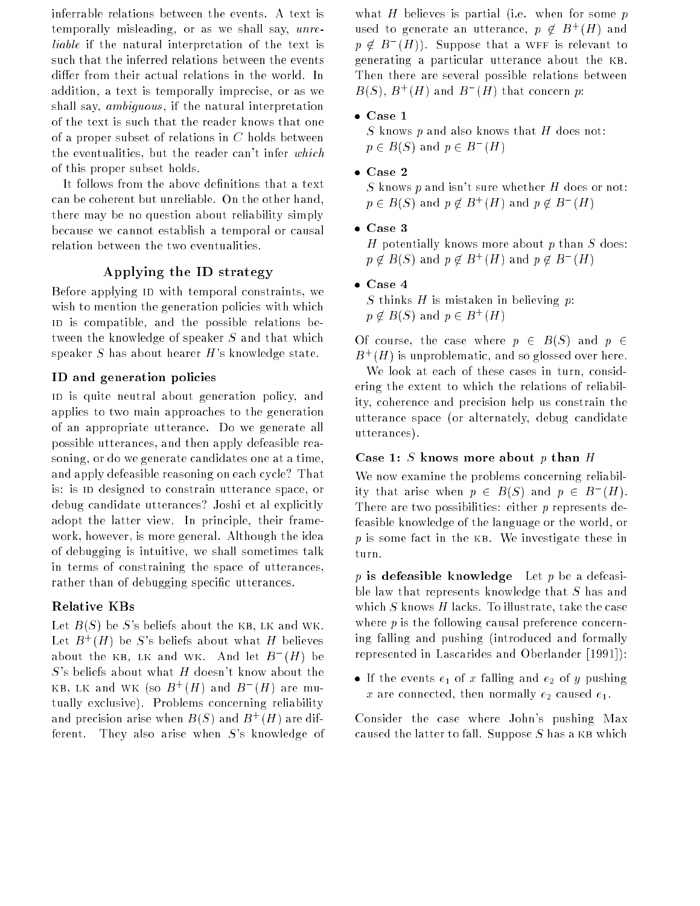inferrable relations between the events. A text is temporally misleading, or as we shall say, *unreliable* if the natural interpretation of the text is such that the inferred relations between the events differ from their actual relations in the world. In addition, a text is temporally imprecise, or as we shall say, *ambiguous*, if the natural interpretation of the text is such that the reader knows that one of a proper subset of relations in $C$ holds between the eventualities, but the reader can't infer *which* of this proper subset holds.

It follows from the above definitions that a text can be coherent but unreliable. On the other hand, there may be no question about reliability simply because we cannot establish a temporal or causal relation between the two eventualities.

## Applying the ID strategy

Before applying ID with temporal constraints, we wish to mention the generation policies with which ID is compatible, and the possible relations between the knowledge of speaker $S$ and that which speaker $S$ has about hearer $H$'s knowledge state.

### ID and generation policies

ID is quite neutral about generation policy, and applies to two main approaches to the generation of an appropriate utterance. Do we generate all possible utterances, and then apply defeasible reasoning, or do we generate candidates one at a time, and apply defeasible reasoning on each cycle? That is: is ID designed to constrain utterance space, or debug candidate utterances? Joshi et al explicitly adopt the latter view. In principle, their framework, however, is more general. Although the idea of debugging is intuitive, we shall sometimes talk in terms of constraining the space of utterances, rather than of debugging specific utterances.

### Relative KBs

Let $B(S)$ be $S$'s beliefs about the KB, LK and WK. Let $B^+(H)$ be $S$'s beliefs about what $H$ believes about the KB, LK and WK. And let $B^-(H)$ be $S$'s beliefs about what $H$ doesn't know about the KB, LK and WK (so $B^+(H)$ and $B^-(H)$ are mutually exclusive). Problems concerning reliability and precision arise when $B(S)$ and $B^+(H)$ are different. They also arise when $S$'s knowledge of what $H$ believes is partial (i.e. when for some $p$ used to generate an utterance, $p \notin B^+(H)$ and $p \notin B^-(H)$). Suppose that a WFF is relevant to generating a particular utterance about the KB. Then there are several possible relations between $B(S)$, $B^+(H)$ and $B^-(H)$ that concern $p$:

- **Case 1**
  $S$ knows $p$ and also knows that $H$ does not: $p \in B(S)$ and $p \in B^-(H)$
- **Case 2**
  $S$ knows $p$ and isn't sure whether $H$ does or not: $p \in B(S)$ and $p \notin B^+(H)$ and $p \notin B^-(H)$
- **Case 3**
  $H$ potentially knows more about $p$ than $S$ does: $p \notin B(S)$ and $p \notin B^+(H)$ and $p \notin B^-(H)$
- **Case 4**
  $S$ thinks $H$ is mistaken in believing $p$: $p \notin B(S)$ and $p \in B^+(H)$

Of course, the case where $p \in B(S)$ and $p \in B^+(H)$ is unproblematic, and so glossed over here.

We look at each of these cases in turn, considering the extent to which the relations of reliability, coherence and precision help us constrain the utterance space (or alternately, debug candidate utterances).

### Case 1: $S$ knows more about $p$ than $H$

We now examine the problems concerning reliability that arise when $p \in B(S)$ and $p \in B^-(H)$. There are two possibilities: either $p$ represents defeasible knowledge of the language or the world, or $p$ is some fact in the KB. We investigate these in turn.

**$p$ is defeasible knowledge** Let $p$ be a defeasible law that represents knowledge that $S$ has and which $S$ knows $H$ lacks. To illustrate, take the case where $p$ is the following causal preference concerning falling and pushing (introduced and formally represented in Lascarides and Oberlander [1991]):

- If the events $e_1$ of $x$ falling and $e_2$ of $y$ pushing $x$ are connected, then normally $e_2$ caused $e_1$.

Consider the case where John's pushing Max caused the latter to fall. Suppose $S$ has a KB which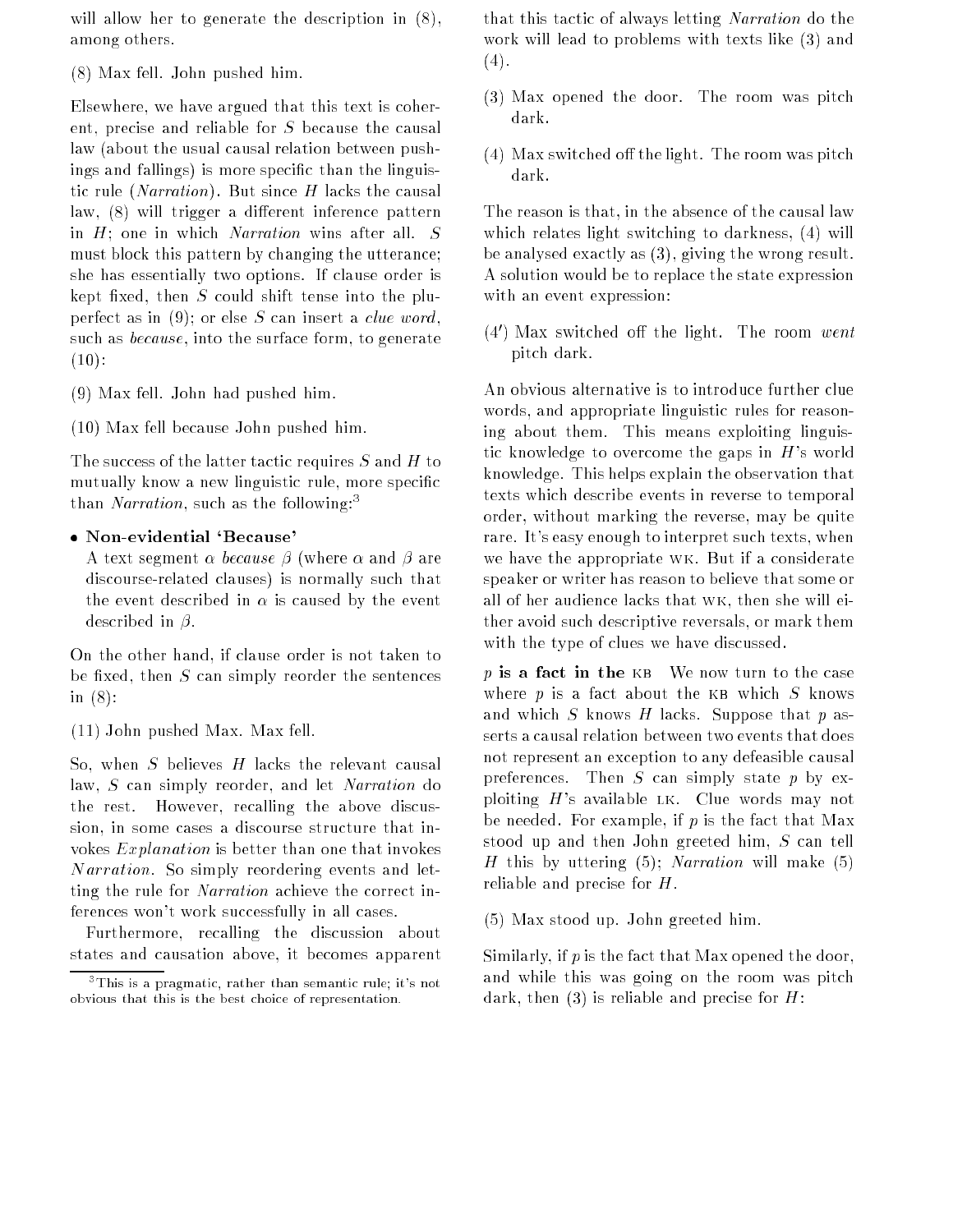will allow her to generate the description in (8), among others.

(8) Max fell. John pushed him.

Elsewhere, we have argued that this text is coherent, precise and reliable for $S$ because the causal law (about the usual causal relation between pushings and fallings) is more specific than the linguistic rule (*Narration*). But since $H$ lacks the causal law, (8) will trigger a different inference pattern in $H$; one in which *Narration* wins after all. $S$ must block this pattern by changing the utterance; she has essentially two options. If clause order is kept fixed, then $S$ could shift tense into the pluperfect as in (9); or else $S$ can insert a *clue word*, such as *because*, into the surface form, to generate (10):

(9) Max fell. John had pushed him.

(10) Max fell because John pushed him.

The success of the latter tactic requires $S$ and $H$ to mutually know a new linguistic rule, more specific than *Narration*, such as the following:[3]

- **Non-evidential 'Because'**
  A text segment $\alpha$ *because* $\beta$ (where $\alpha$ and $\beta$ are discourse-related clauses) is normally such that the event described in $\alpha$ is caused by the event described in $\beta$.

On the other hand, if clause order is not taken to be fixed, then $S$ can simply reorder the sentences in (8):

(11) John pushed Max. Max fell.

So, when $S$ believes $H$ lacks the relevant causal law, $S$ can simply reorder, and let *Narration* do the rest. However, recalling the above discussion, in some cases a discourse structure that invokes *Explanation* is better than one that invokes *Narration*. So simply reordering events and letting the rule for *Narration* achieve the correct inferences won't work successfully in all cases.

Furthermore, recalling the discussion about states and causation above, it becomes apparent that this tactic of always letting *Narration* do the work will lead to problems with texts like (3) and (4).

(3) Max opened the door. The room was pitch dark.

(4) Max switched off the light. The room was pitch dark.

The reason is that, in the absence of the causal law which relates light switching to darkness, (4) will be analysed exactly as (3), giving the wrong result. A solution would be to replace the state expression with an event expression:

(4′) Max switched off the light. The room *went* pitch dark.

An obvious alternative is to introduce further clue words, and appropriate linguistic rules for reasoning about them. This means exploiting linguistic knowledge to overcome the gaps in $H$'s world knowledge. This helps explain the observation that texts which describe events in reverse to temporal order, without marking the reverse, may be quite rare. It's easy enough to interpret such texts, when we have the appropriate WK. But if a considerate speaker or writer has reason to believe that some or all of her audience lacks that WK, then she will either avoid such descriptive reversals, or mark them with the type of clues we have discussed.

**$p$ is a fact in the KB** We now turn to the case where $p$ is a fact about the KB which $S$ knows and which $S$ knows $H$ lacks. Suppose that $p$ asserts a causal relation between two events that does not represent an exception to any defeasible causal preferences. Then $S$ can simply state $p$ by exploiting $H$'s available LK. Clue words may not be needed. For example, if $p$ is the fact that Max stood up and then John greeted him, $S$ can tell $H$ this by uttering (5); *Narration* will make (5) reliable and precise for $H$.

(5) Max stood up. John greeted him.

Similarly, if $p$ is the fact that Max opened the door, and while this was going on the room was pitch dark, then (3) is reliable and precise for $H$:

[3] This is a pragmatic, rather than semantic rule; it's not obvious that this is the best choice of representation.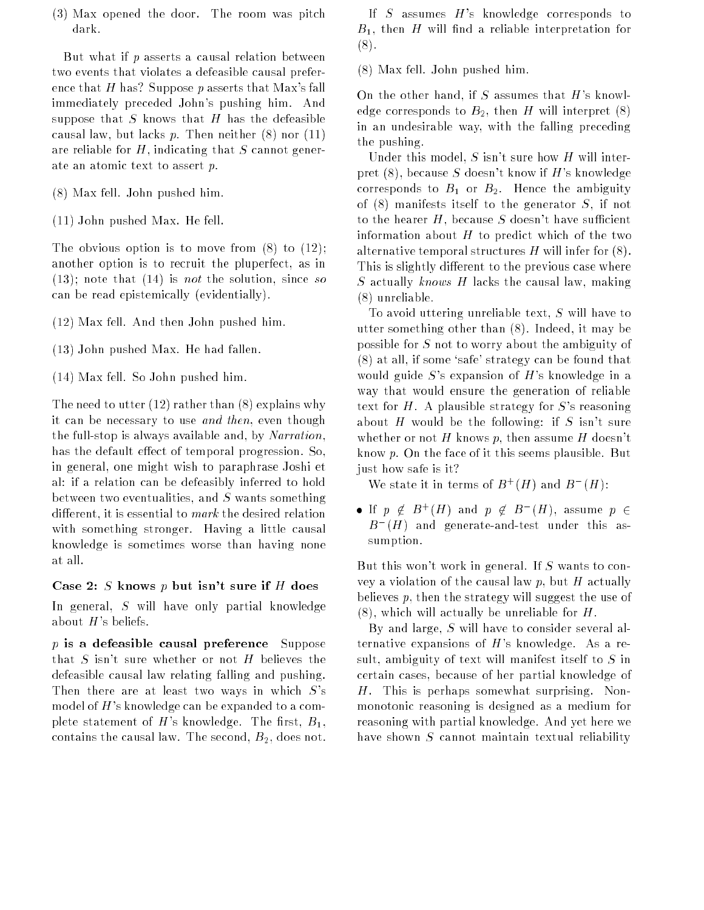(3) Max opened the door. The room was pitch dark.

But what if $p$ asserts a causal relation between two events that violates a defeasible causal preference that $H$ has? Suppose $p$ asserts that Max's fall immediately preceded John's pushing him. And suppose that $S$ knows that $H$ has the defeasible causal law, but lacks $p$. Then neither (8) nor (11) are reliable for $H$, indicating that $S$ cannot generate an atomic text to assert $p$.

(8) Max fell. John pushed him.

(11) John pushed Max. He fell.

The obvious option is to move from (8) to (12); another option is to recruit the pluperfect, as in (13); note that (14) is *not* the solution, since *so* can be read epistemically (evidentially).

(12) Max fell. And then John pushed him.

(13) John pushed Max. He had fallen.

(14) Max fell. So John pushed him.

The need to utter (12) rather than (8) explains why it can be necessary to use *and then*, even though the full-stop is always available and, by *Narration*, has the default effect of temporal progression. So, in general, one might wish to paraphrase Joshi et al: if a relation can be defeasibly inferred to hold between two eventualities, and $S$ wants something different, it is essential to *mark* the desired relation with something stronger. Having a little causal knowledge is sometimes worse than having none at all.

**Case 2: $S$ knows $p$ but isn't sure if $H$ does**

In general, $S$ will have only partial knowledge about $H$'s beliefs.

**$p$ is a defeasible causal preference** Suppose that $S$ isn't sure whether or not $H$ believes the defeasible causal law relating falling and pushing. Then there are at least two ways in which $S$'s model of $H$'s knowledge can be expanded to a complete statement of $H$'s knowledge. The first, $B_1$, contains the causal law. The second, $B_2$, does not. If $S$ assumes $H$'s knowledge corresponds to $B_1$, then $H$ will find a reliable interpretation for (8).

(8) Max fell. John pushed him.

On the other hand, if $S$ assumes that $H$'s knowledge corresponds to $B_2$, then $H$ will interpret (8) in an undesirable way, with the falling preceding the pushing.

Under this model, $S$ isn't sure how $H$ will interpret (8), because $S$ doesn't know if $H$'s knowledge corresponds to $B_1$ or $B_2$. Hence the ambiguity of (8) manifests itself to the generator $S$, if not to the hearer $H$, because $S$ doesn't have sufficient information about $H$ to predict which of the two alternative temporal structures $H$ will infer for (8). This is slightly different to the previous case where $S$ actually *knows* $H$ lacks the causal law, making (8) unreliable.

To avoid uttering unreliable text, $S$ will have to utter something other than (8). Indeed, it may be possible for $S$ not to worry about the ambiguity of (8) at all, if some 'safe' strategy can be found that would guide $S$'s expansion of $H$'s knowledge in a way that would ensure the generation of reliable text for $H$. A plausible strategy for $S$'s reasoning about $H$ would be the following: if $S$ isn't sure whether or not $H$ knows $p$, then assume $H$ doesn't know $p$. On the face of it this seems plausible. But just how safe is it?

We state it in terms of $B^+(H)$ and $B^-(H)$:

- If $p \notin B^+(H)$ and $p \notin B^-(H)$, assume $p \in B^-(H)$ and generate-and-test under this assumption.

But this won't work in general. If $S$ wants to convey a violation of the causal law $p$, but $H$ actually believes $p$, then the strategy will suggest the use of (8), which will actually be unreliable for $H$.

By and large, $S$ will have to consider several alternative expansions of $H$'s knowledge. As a result, ambiguity of text will manifest itself to $S$ in certain cases, because of her partial knowledge of $H$. This is perhaps somewhat surprising. Nonmonotonic reasoning is designed as a medium for reasoning with partial knowledge. And yet here we have shown $S$ cannot maintain textual reliability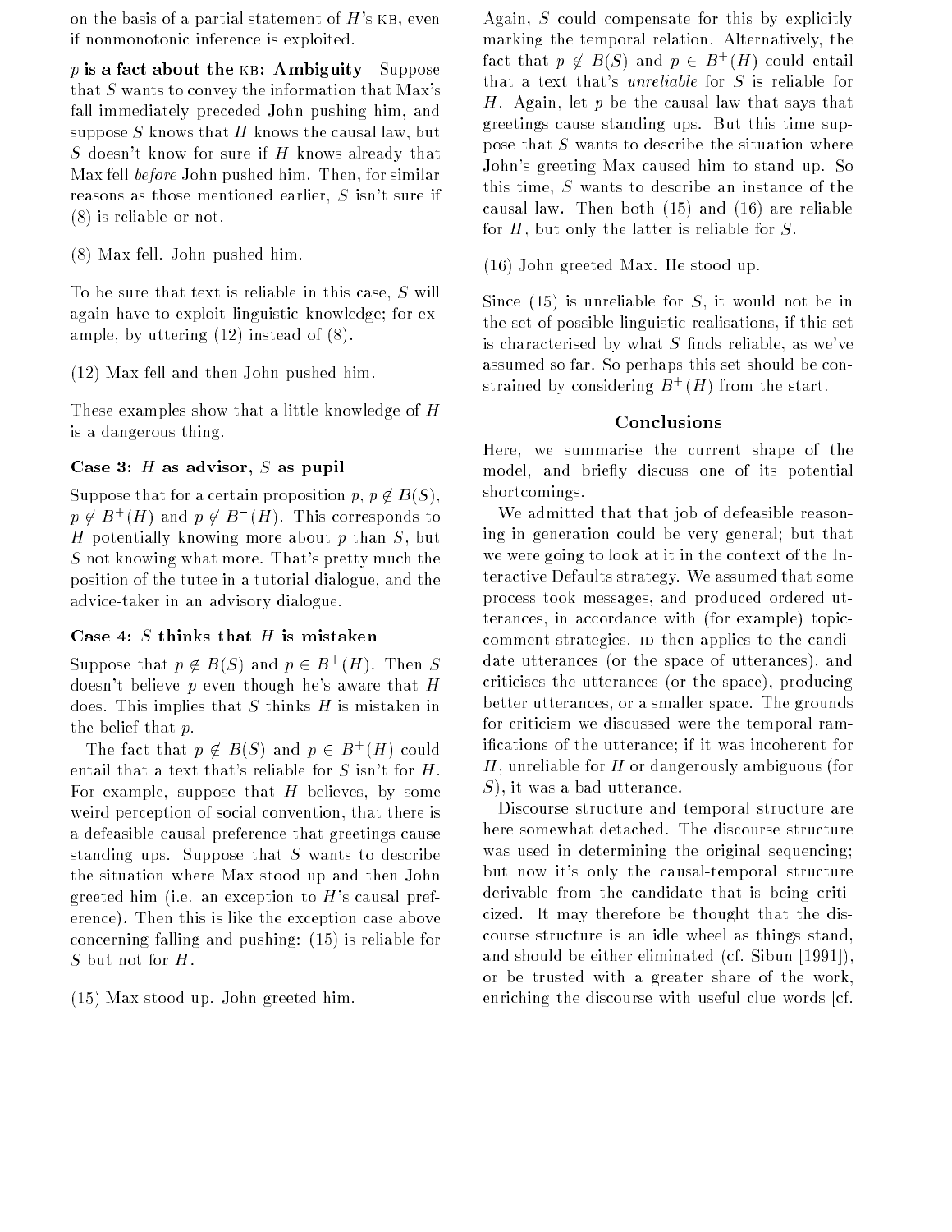on the basis of a partial statement of $H$'s KB, even if nonmonotonic inference is exploited.

**$p$ is a fact about the KB: Ambiguity** Suppose that $S$ wants to convey the information that Max's fall immediately preceded John pushing him, and suppose $S$ knows that $H$ knows the causal law, but $S$ doesn't know for sure if $H$ knows already that Max fell *before* John pushed him. Then, for similar reasons as those mentioned earlier, $S$ isn't sure if (8) is reliable or not.

(8) Max fell. John pushed him.

To be sure that text is reliable in this case, $S$ will again have to exploit linguistic knowledge; for example, by uttering (12) instead of (8).

(12) Max fell and then John pushed him.

These examples show that a little knowledge of $H$ is a dangerous thing.

### Case 3: $H$ as advisor, $S$ as pupil

Suppose that for a certain proposition $p$, $p \notin B(S)$, $p \notin B^+(H)$ and $p \notin B^-(H)$. This corresponds to $H$ potentially knowing more about $p$ than $S$, but $S$ not knowing what more. That's pretty much the position of the tutee in a tutorial dialogue, and the advice-taker in an advisory dialogue.

### Case 4: $S$ thinks that $H$ is mistaken

Suppose that $p \notin B(S)$ and $p \in B^+(H)$. Then $S$ doesn't believe $p$ even though he's aware that $H$ does. This implies that $S$ thinks $H$ is mistaken in the belief that $p$.

The fact that $p \notin B(S)$ and $p \in B^+(H)$ could entail that a text that's reliable for $S$ isn't for $H$. For example, suppose that $H$ believes, by some weird perception of social convention, that there is a defeasible causal preference that greetings cause standing ups. Suppose that $S$ wants to describe the situation where Max stood up and then John greeted him (i.e. an exception to $H$'s causal preference). Then this is like the exception case above concerning falling and pushing: (15) is reliable for $S$ but not for $H$.

(15) Max stood up. John greeted him.

Again, $S$ could compensate for this by explicitly marking the temporal relation. Alternatively, the fact that $p \notin B(S)$ and $p \in B^+(H)$ could entail that a text that's *unreliable* for $S$ is reliable for $H$. Again, let $p$ be the causal law that says that greetings cause standing ups. But this time suppose that $S$ wants to describe the situation where John's greeting Max caused him to stand up. So this time, $S$ wants to describe an instance of the causal law. Then both (15) and (16) are reliable for $H$, but only the latter is reliable for $S$.

(16) John greeted Max. He stood up.

Since (15) is unreliable for $S$, it would not be in the set of possible linguistic realisations, if this set is characterised by what $S$ finds reliable, as we've assumed so far. So perhaps this set should be constrained by considering $B^+(H)$ from the start.

## Conclusions

Here, we summarise the current shape of the model, and briefly discuss one of its potential shortcomings.

We admitted that that job of defeasible reasoning in generation could be very general; but that we were going to look at it in the context of the Interactive Defaults strategy. We assumed that some process took messages, and produced ordered utterances, in accordance with (for example) topic-comment strategies. ID then applies to the candidate utterances (or the space of utterances), and criticises the utterances (or the space), producing better utterances, or a smaller space. The grounds for criticism we discussed were the temporal ramifications of the utterance; if it was incoherent for $H$, unreliable for $H$ or dangerously ambiguous (for $S$), it was a bad utterance.

Discourse structure and temporal structure are here somewhat detached. The discourse structure was used in determining the original sequencing; but now it's only the causal-temporal structure derivable from the candidate that is being criticized. It may therefore be thought that the discourse structure is an idle wheel as things stand, and should be either eliminated (cf. Sibun [1991]), or be trusted with a greater share of the work, enriching the discourse with useful clue words [cf.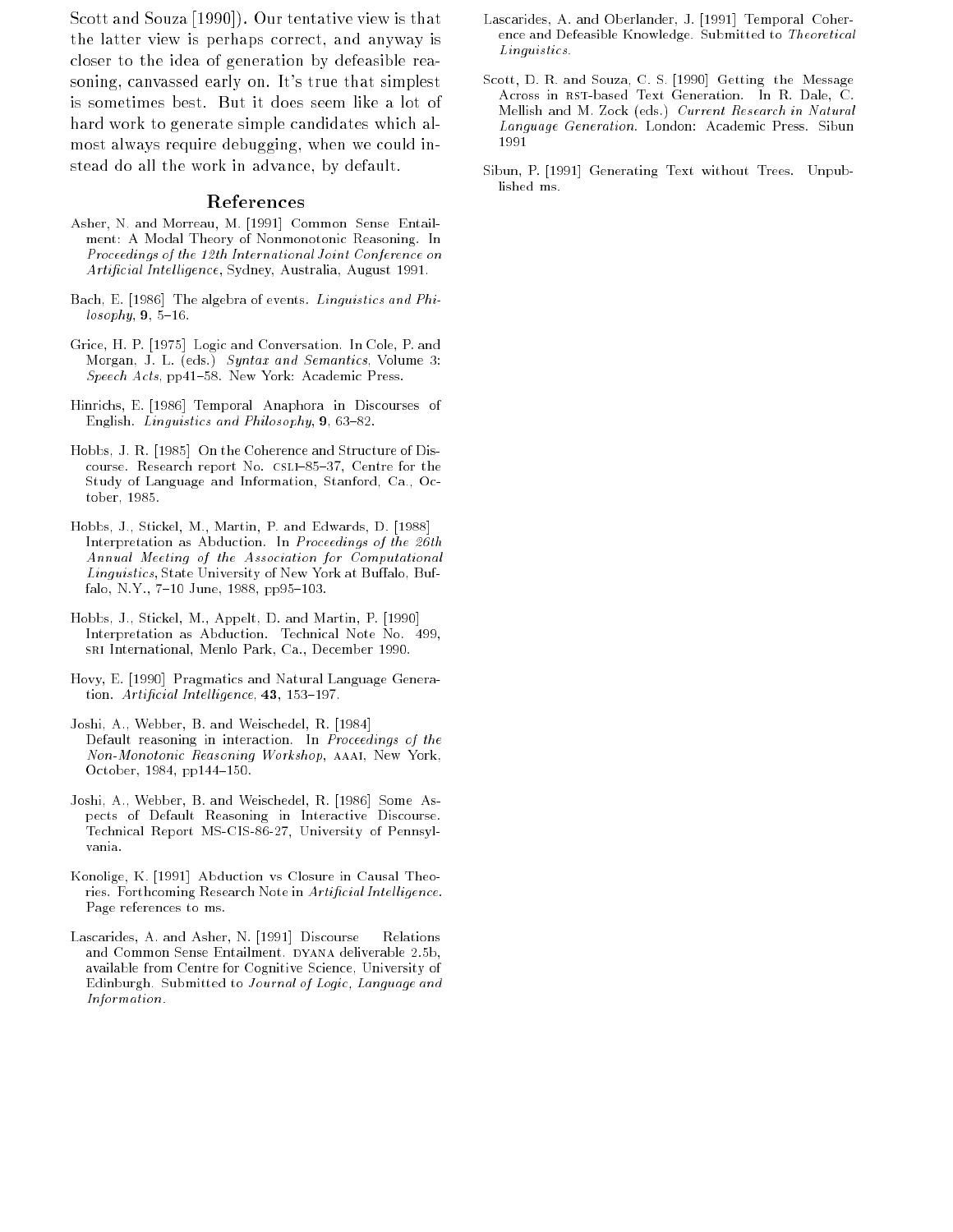Scott and Souza [1990]). Our tentative view is that the latter view is perhaps correct, and anyway is closer to the idea of generation by defeasible reasoning, canvassed early on. It's true that simplest is sometimes best. But it does seem like a lot of hard work to generate simple candidates which almost always require debugging, when we could instead do all the work in advance, by default.

## References

Asher, N. and Morreau, M. [1991] Common Sense Entailment: A Modal Theory of Nonmonotonic Reasoning. In *Proceedings of the 12th International Joint Conference on Artificial Intelligence*, Sydney, Australia, August 1991.

Bach, E. [1986] The algebra of events. *Linguistics and Philosophy*, **9**, 5–16.

Grice, H. P. [1975] Logic and Conversation. In Cole, P. and Morgan, J. L. (eds.) *Syntax and Semantics*, Volume 3: *Speech Acts*, pp41–58. New York: Academic Press.

Hinrichs, E. [1986] Temporal Anaphora in Discourses of English. *Linguistics and Philosophy*, **9**, 63–82.

Hobbs, J. R. [1985] On the Coherence and Structure of Discourse. Research report No. CSLI–85–37, Centre for the Study of Language and Information, Stanford, Ca., October, 1985.

Hobbs, J., Stickel, M., Martin, P. and Edwards, D. [1988] Interpretation as Abduction. In *Proceedings of the 26th Annual Meeting of the Association for Computational Linguistics*, State University of New York at Buffalo, Buffalo, N.Y., 7–10 June, 1988, pp95–103.

Hobbs, J., Stickel, M., Appelt, D. and Martin, P. [1990] Interpretation as Abduction. Technical Note No. 499, SRI International, Menlo Park, Ca., December 1990.

Hovy, E. [1990] Pragmatics and Natural Language Generation. *Artificial Intelligence*, **43**, 153–197.

Joshi, A., Webber, B. and Weischedel, R. [1984] Default reasoning in interaction. In *Proceedings of the Non-Monotonic Reasoning Workshop*, AAAI, New York, October, 1984, pp144–150.

Joshi, A., Webber, B. and Weischedel, R. [1986] Some Aspects of Default Reasoning in Interactive Discourse. Technical Report MS-CIS-86-27, University of Pennsylvania.

Konolige, K. [1991] Abduction vs Closure in Causal Theories. Forthcoming Research Note in *Artificial Intelligence*. Page references to ms.

Lascarides, A. and Asher, N. [1991] Discourse Relations and Common Sense Entailment. DYANA deliverable 2.5b, available from Centre for Cognitive Science, University of Edinburgh. Submitted to *Journal of Logic, Language and Information*.

Lascarides, A. and Oberlander, J. [1991] Temporal Coherence and Defeasible Knowledge. Submitted to *Theoretical Linguistics*.

Scott, D. R. and Souza, C. S. [1990] Getting the Message Across in RST-based Text Generation. In R. Dale, C. Mellish and M. Zock (eds.) *Current Research in Natural Language Generation*. London: Academic Press. Sibun 1991

Sibun, P. [1991] Generating Text without Trees. Unpublished ms.